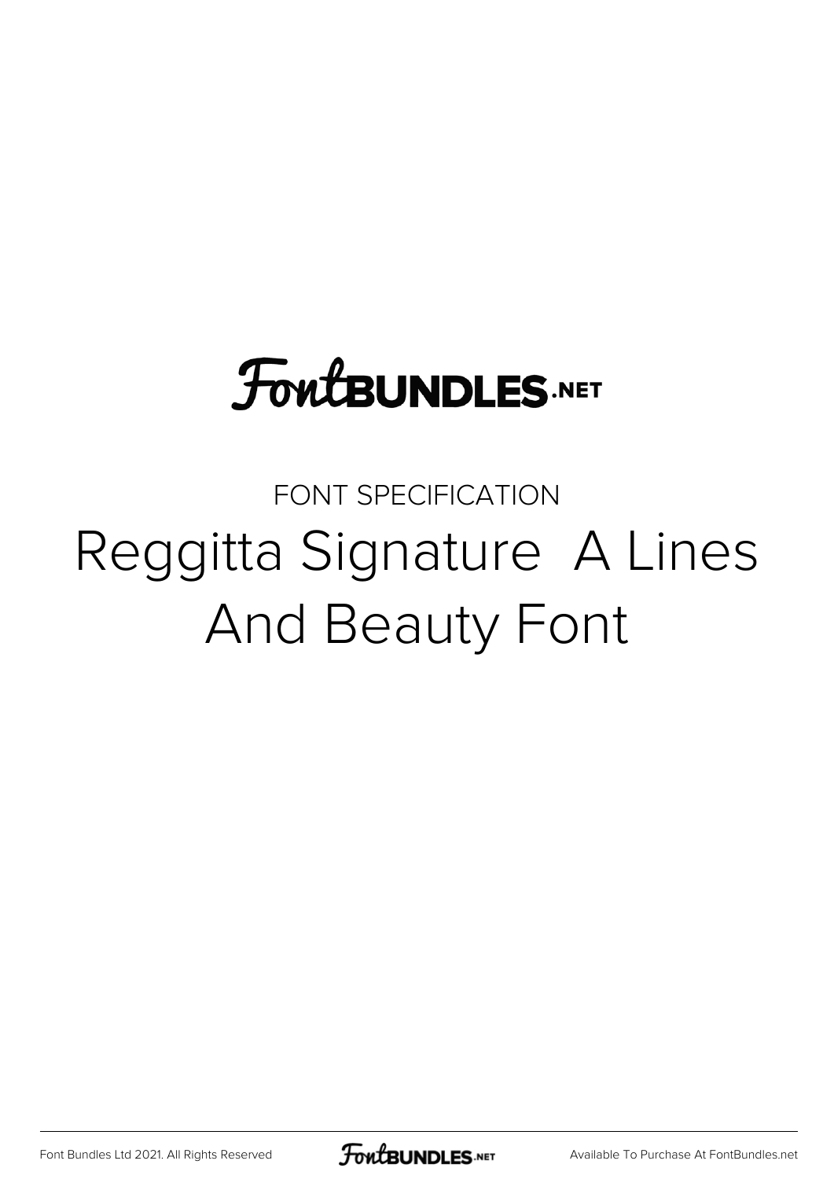FontBUNDLES.NET

FONT SPECIFICATION

# Reggitta Signature  A Lines And Beauty Font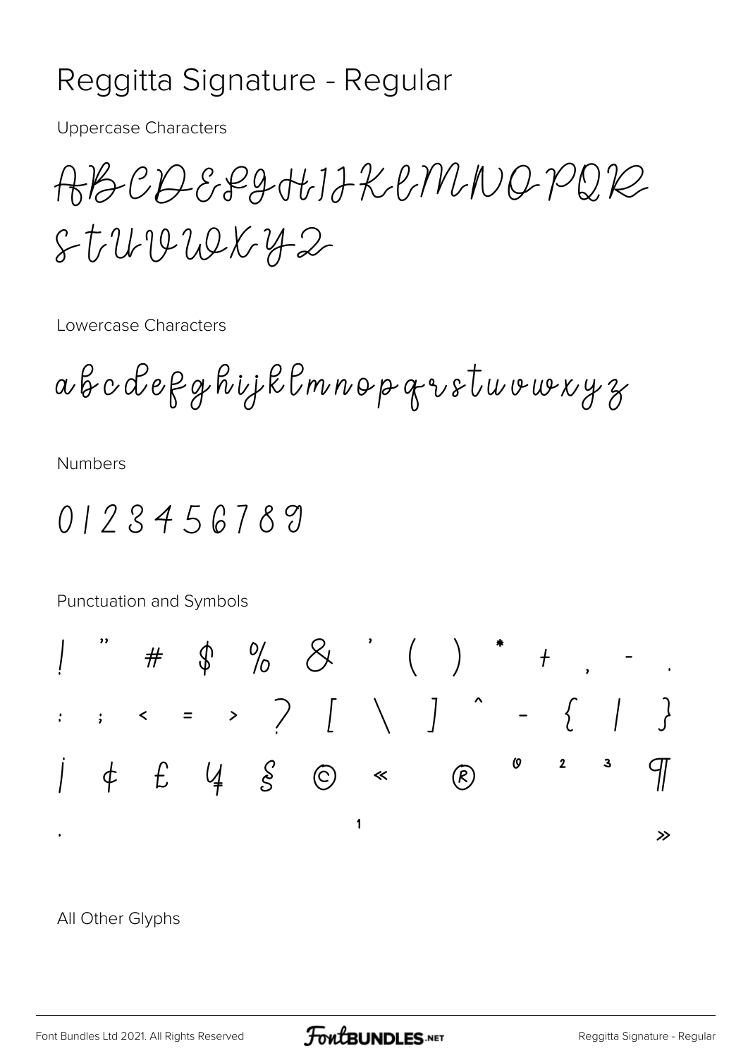# Reggitta Signature - Regular

Uppercase Characters

ABCDEFGHIJKLMNOPQR
STUVWXYZ

Lowercase Characters

abcdefghijklmnopqrstuvwxyz

Numbers

0123456789

Punctuation and Symbols

! " # $ % & ' ( ) * + , - .
: ; < = > ? [ \ ] ^ - { | }
¡ ¢ £ ¥ § © « ® ° ² ³ ¶
· ¹ »

All Other Glyphs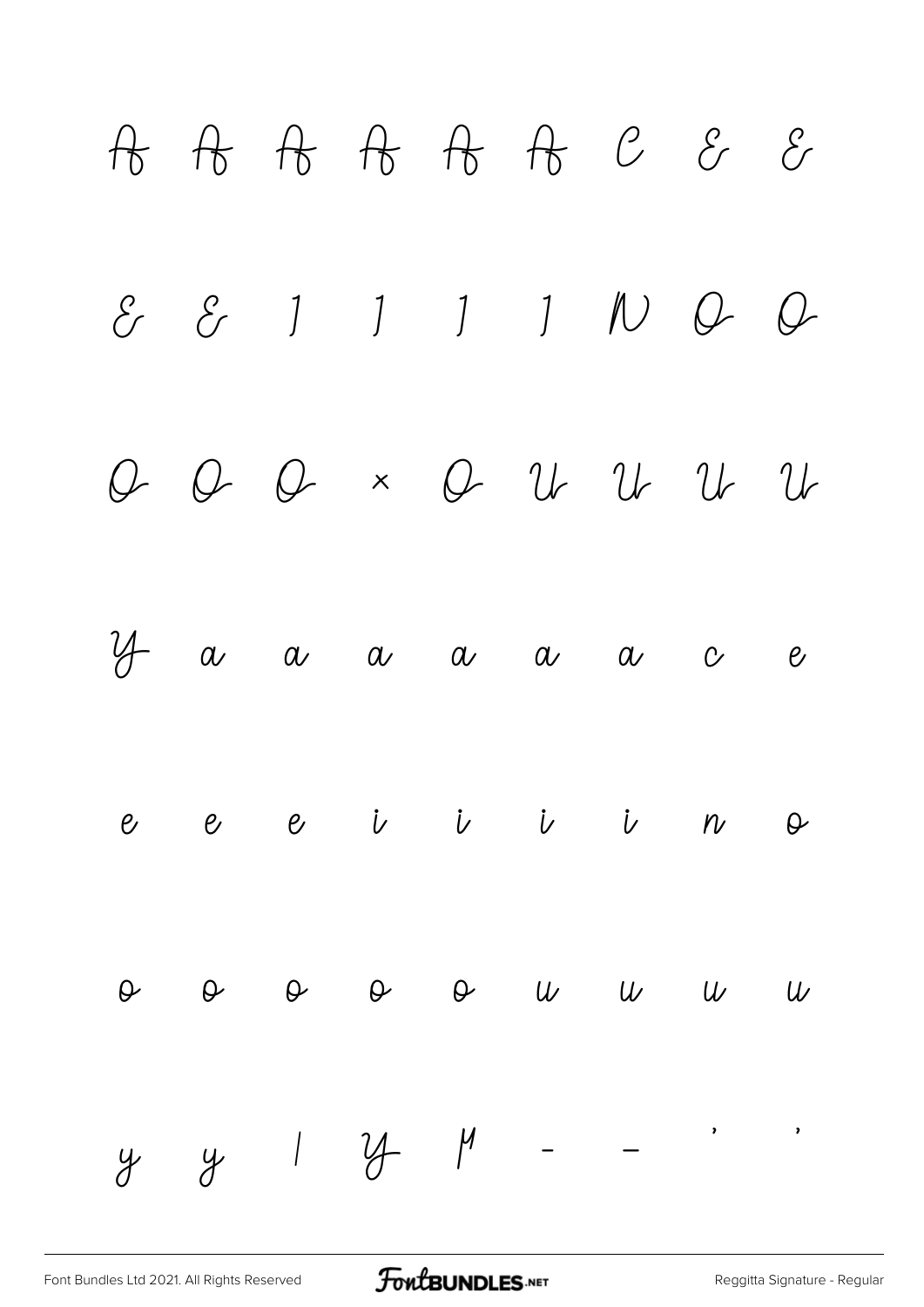A A A A A A C E E

E E I I I I N O O

O O O × O U U U U

Y a a a a a a c e

e e e i i i i n o

o o o o o u u u u

y y | Y µ – — ’ ’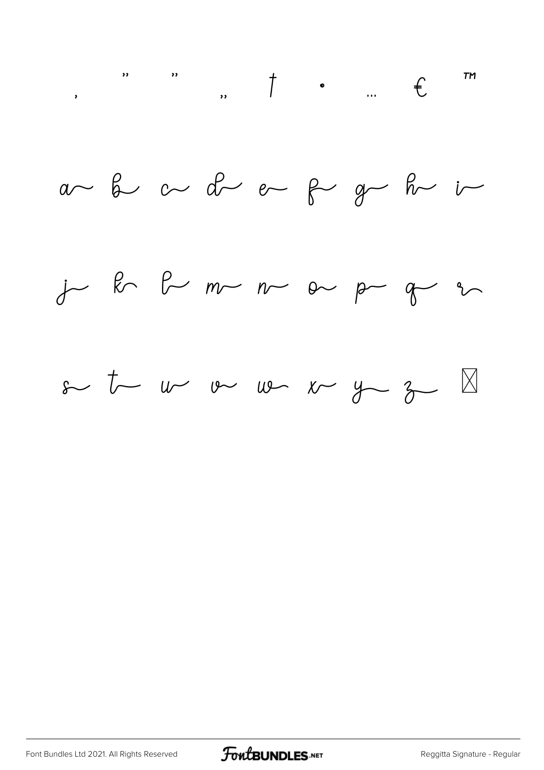‚ " " „ † • … € ™

a b c d e f g h i

j k l m n o p q r

s t u v w x y z ☒